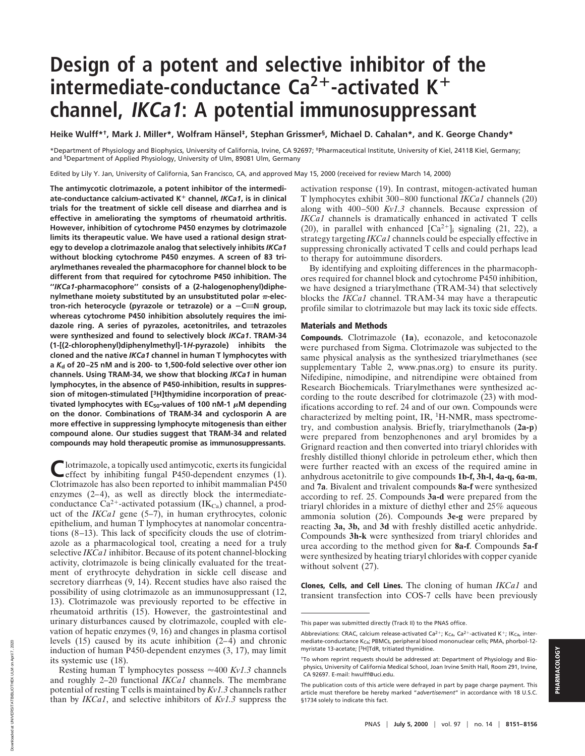# Design of a potent and selective inhibitor of the intermediate-conductance $Ca^{2+}$-activated $K^+$ channel, *IKCa1*: A potential immunosuppressant

Heike Wulff*†, Mark J. Miller*, Wolfram Hänsel‡, Stephan Grissmer§, Michael D. Cahalan*, and K. George Chandy*

*Department of Physiology and Biophysics, University of California, Irvine, CA 92697; ‡Pharmaceutical Institute, University of Kiel, 24118 Kiel, Germany; and §Department of Applied Physiology, University of Ulm, 89081 Ulm, Germany

Edited by Lily Y. Jan, University of California, San Francisco, CA, and approved May 15, 2000 (received for review March 14, 2000)

**The antimycotic clotrimazole, a potent inhibitor of the intermediate-conductance calcium-activated $K^+$ channel, *IKCa1*, is in clinical trials for the treatment of sickle cell disease and diarrhea and is effective in ameliorating the symptoms of rheumatoid arthritis. However, inhibition of cytochrome P450 enzymes by clotrimazole limits its therapeutic value. We have used a rational design strategy to develop a clotrimazole analog that selectively inhibits *IKCa1* without blocking cytochrome P450 enzymes. A screen of 83 triarylmethanes revealed the pharmacophore for channel block to be different from that required for cytochrome P450 inhibition. The "*IKCa1*-pharmacophore" consists of a (2-halogenophenyl)diphenylmethane moiety substituted by an unsubstituted polar π-electron-rich heterocycle (pyrazole or tetrazole) or a −C≡N group, whereas cytochrome P450 inhibition absolutely requires the imidazole ring. A series of pyrazoles, acetonitriles, and tetrazoles were synthesized and found to selectively block *IKCa1*. TRAM-34 (1-[(2-chlorophenyl)diphenylmethyl]-1*H*-pyrazole) inhibits the cloned and the native *IKCa1* channel in human T lymphocytes with a $K_d$ of 20–25 nM and is 200- to 1,500-fold selective over other ion channels. Using TRAM-34, we show that blocking *IKCa1* in human lymphocytes, in the absence of P450-inhibition, results in suppression of mitogen-stimulated [$^3$H]thymidine incorporation of preactivated lymphocytes with $EC_{50}$-values of 100 nM-1 μM depending on the donor. Combinations of TRAM-34 and cyclosporin A are more effective in suppressing lymphocyte mitogenesis than either compound alone. Our studies suggest that TRAM-34 and related compounds may hold therapeutic promise as immunosuppressants.**

Clotrimazole, a topically used antimycotic, exerts its fungicidal effect by inhibiting fungal P450-dependent enzymes (1). Clotrimazole has also been reported to inhibit mammalian P450 enzymes (2–4), as well as directly block the intermediate-conductance $Ca^{2+}$-activated potassium ($IK_{Ca}$) channel, a product of the *IKCa1* gene (5–7), in human erythrocytes, colonic epithelium, and human T lymphocytes at nanomolar concentrations (8–13). This lack of specificity clouds the use of clotrimazole as a pharmacological tool, creating a need for a truly selective *IKCa1* inhibitor. Because of its potent channel-blocking activity, clotrimazole is being clinically evaluated for the treatment of erythrocyte dehydration in sickle cell disease and secretory diarrheas (9, 14). Recent studies have also raised the possibility of using clotrimazole as an immunosuppressant (12, 13). Clotrimazole was previously reported to be effective in rheumatoid arthritis (15). However, the gastrointestinal and urinary disturbances caused by clotrimazole, coupled with elevation of hepatic enzymes (9, 16) and changes in plasma cortisol levels (15) caused by its acute inhibition (2–4) and chronic induction of human P450-dependent enzymes (3, 17), may limit its systemic use (18).

Resting human T lymphocytes possess ≈400 *Kv1.3* channels and roughly 2–20 functional *IKCa1* channels. The membrane potential of resting T cells is maintained by *Kv1.3* channels rather than by *IKCa1*, and selective inhibitors of *Kv1.3* suppress the activation response (19). In contrast, mitogen-activated human T lymphocytes exhibit 300–800 functional *IKCa1* channels (20) along with 400–500 *Kv1.3* channels. Because expression of *IKCa1* channels is dramatically enhanced in activated T cells (20), in parallel with enhanced $[Ca^{2+}]_i$ signaling (21, 22), a strategy targeting *IKCa1* channels could be especially effective in suppressing chronically activated T cells and could perhaps lead to therapy for autoimmune disorders.

By identifying and exploiting differences in the pharmacophores required for channel block and cytochrome P450 inhibition, we have designed a triarylmethane (TRAM-34) that selectively blocks the *IKCa1* channel. TRAM-34 may have a therapeutic profile similar to clotrimazole but may lack its toxic side effects.

## Materials and Methods

**Compounds.** Clotrimazole (**1a**), econazole, and ketoconazole were purchased from Sigma. Clotrimazole was subjected to the same physical analysis as the synthesized triarylmethanes (see supplementary Table 2, www.pnas.org) to ensure its purity. Nifedipine, nimodipine, and nitrendipine were obtained from Research Biochemicals. Triarylmethanes were synthesized according to the route described for clotrimazole (23) with modifications according to ref. 24 and of our own. Compounds were characterized by melting point, IR, $^1$H-NMR, mass spectrometry, and combustion analysis. Briefly, triarylmethanols (**2a-p**) were prepared from benzophenones and aryl bromides by a Grignard reaction and then converted into triaryl chlorides with freshly distilled thionyl chloride in petroleum ether, which then were further reacted with an excess of the required amine in anhydrous acetonitrile to give compounds **1b-f, 3h-l, 4a-q, 6a-m**, and **7a**. Bivalent and trivalent compounds **8a-f** were synthesized according to ref. 25. Compounds **3a-d** were prepared from the triaryl chlorides in a mixture of diethyl ether and 25% aqueous ammonia solution (26). Compounds **3e-g** were prepared by reacting **3a, 3b**, and **3d** with freshly distilled acetic anhydride. Compounds **3h-k** were synthesized from triaryl chlorides and urea according to the method given for **8a-f**. Compounds **5a-f** were synthesized by heating triaryl chlorides with copper cyanide without solvent (27).

**Clones, Cells, and Cell Lines.** The cloning of human *IKCa1* and transient transfection into COS-7 cells have been previously

This paper was submitted directly (Track II) to the PNAS office.

Abbreviations: CRAC, calcium release-activated $Ca^{2+}$; $K_{Ca}$, $Ca^{2+}$-activated $K^+$; $IK_{Ca}$, intermediate-conductance $K_{Ca}$; PBMCs, peripheral blood mononuclear cells; PMA, phorbol-12-myristate 13-acetate; [$^3$H]TdR, tritiated thymidine.

†To whom reprint requests should be addressed at: Department of Physiology and Biophysics, University of California Medical School, Joan Irvine Smith Hall, Room 291, Irvine, CA 92697. E-mail: hwulff@uci.edu.

The publication costs of this article were defrayed in part by page charge payment. This article must therefore be hereby marked "*advertisement*" in accordance with 18 U.S.C. §1734 solely to indicate this fact.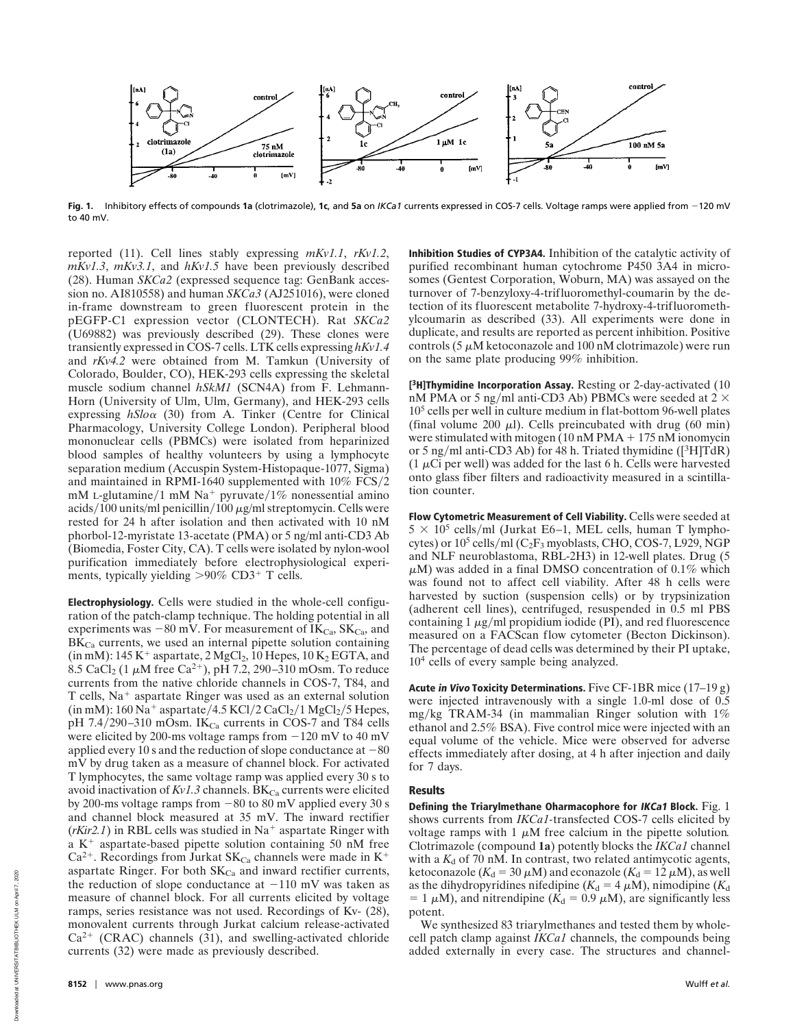**Fig. 1.** Inhibitory effects of compounds **1a** (clotrimazole), **1c**, and **5a** on *IKCa1* currents expressed in COS-7 cells. Voltage ramps were applied from −120 mV to 40 mV.

reported (11). Cell lines stably expressing *mKv1.1*, *rKv1.2*, *mKv1.3*, *mKv3.1*, and *hKv1.5* have been previously described (28). Human *SKCa2* (expressed sequence tag: GenBank accession no. AI810558) and human *SKCa3* (AJ251016), were cloned in-frame downstream to green fluorescent protein in the pEGFP-C1 expression vector (CLONTECH). Rat *SKCa2* (U69882) was previously described (29). These clones were transiently expressed in COS-7 cells. LTK cells expressing *hKv1.4* and *rKv4.2* were obtained from M. Tamkun (University of Colorado, Boulder, CO), HEK-293 cells expressing the skeletal muscle sodium channel *hSkM1* (SCN4A) from F. Lehmann-Horn (University of Ulm, Ulm, Germany), and HEK-293 cells expressing *hSlo*α (30) from A. Tinker (Centre for Clinical Pharmacology, University College London). Peripheral blood mononuclear cells (PBMCs) were isolated from heparinized blood samples of healthy volunteers by using a lymphocyte separation medium (Accuspin System-Histopaque-1077, Sigma) and maintained in RPMI-1640 supplemented with 10% FCS/2 mM L-glutamine/1 mM $Na^+$ pyruvate/1% nonessential amino acids/100 units/ml penicillin/100 μg/ml streptomycin. Cells were rested for 24 h after isolation and then activated with 10 nM phorbol-12-myristate 13-acetate (PMA) or 5 ng/ml anti-CD3 Ab (Biomedia, Foster City, CA). T cells were isolated by nylon-wool purification immediately before electrophysiological experiments, typically yielding >90% $CD3^+$ T cells.

**Electrophysiology.** Cells were studied in the whole-cell configuration of the patch-clamp technique. The holding potential in all experiments was −80 mV. For measurement of $IK_{Ca}$, $SK_{Ca}$, and $BK_{Ca}$ currents, we used an internal pipette solution containing (in mM): 145 $K^+$ aspartate, 2 $MgCl_2$, 10 Hepes, 10 $K_2$ EGTA, and 8.5 $CaCl_2$ (1 μM free $Ca^{2+}$), pH 7.2, 290–310 mOsm. To reduce currents from the native chloride channels in COS-7, T84, and T cells, $Na^+$ aspartate Ringer was used as an external solution (in mM): 160 $Na^+$ aspartate/4.5 KCl/2 $CaCl_2$/1 $MgCl_2$/5 Hepes, pH 7.4/290–310 mOsm. $IK_{Ca}$ currents in COS-7 and T84 cells were elicited by 200-ms voltage ramps from −120 mV to 40 mV applied every 10 s and the reduction of slope conductance at −80 mV by drug taken as a measure of channel block. For activated T lymphocytes, the same voltage ramp was applied every 30 s to avoid inactivation of *Kv1.3* channels. $BK_{Ca}$ currents were elicited by 200-ms voltage ramps from −80 to 80 mV applied every 30 s and channel block measured at 35 mV. The inward rectifier (*rKir2.1*) in RBL cells was studied in $Na^+$ aspartate Ringer with a $K^+$ aspartate-based pipette solution containing 50 nM free $Ca^{2+}$. Recordings from Jurkat $SK_{Ca}$ channels were made in $K^+$ aspartate Ringer. For both $SK_{Ca}$ and inward rectifier currents, the reduction of slope conductance at −110 mV was taken as measure of channel block. For all currents elicited by voltage ramps, series resistance was not used. Recordings of Kv- (28), monovalent currents through Jurkat calcium release-activated $Ca^{2+}$ (CRAC) channels (31), and swelling-activated chloride currents (32) were made as previously described.

**Inhibition Studies of CYP3A4.** Inhibition of the catalytic activity of purified recombinant human cytochrome P450 3A4 in microsomes (Gentest Corporation, Woburn, MA) was assayed on the turnover of 7-benzyloxy-4-trifluoromethyl-coumarin by the detection of its fluorescent metabolite 7-hydroxy-4-trifluoromethylcoumarin as described (33). All experiments were done in duplicate, and results are reported as percent inhibition. Positive controls (5 μM ketoconazole and 100 nM clotrimazole) were run on the same plate producing 99% inhibition.

**[³H]Thymidine Incorporation Assay.** Resting or 2-day-activated (10 nM PMA or 5 ng/ml anti-CD3 Ab) PBMCs were seeded at $2 \times 10^5$ cells per well in culture medium in flat-bottom 96-well plates (final volume 200 μl). Cells preincubated with drug (60 min) were stimulated with mitogen (10 nM PMA + 175 nM ionomycin or 5 ng/ml anti-CD3 Ab) for 48 h. Triated thymidine ([³H]TdR) (1 μCi per well) was added for the last 6 h. Cells were harvested onto glass fiber filters and radioactivity measured in a scintillation counter.

**Flow Cytometric Measurement of Cell Viability.** Cells were seeded at $5 \times 10^5$ cells/ml (Jurkat E6–1, MEL cells, human T lymphocytes) or $10^5$ cells/ml ($C_2F_3$ myoblasts, CHO, COS-7, L929, NGP and NLF neuroblastoma, RBL-2H3) in 12-well plates. Drug (5 μM) was added in a final DMSO concentration of 0.1% which was found not to affect cell viability. After 48 h cells were harvested by suction (suspension cells) or by trypsinization (adherent cell lines), centrifuged, resuspended in 0.5 ml PBS containing 1 μg/ml propidium iodide (PI), and red fluorescence measured on a FACScan flow cytometer (Becton Dickinson). The percentage of dead cells was determined by their PI uptake, $10^4$ cells of every sample being analyzed.

**Acute *in Vivo* Toxicity Determinations.** Five CF-1BR mice (17–19 g) were injected intravenously with a single 1.0-ml dose of 0.5 mg/kg TRAM-34 (in mammalian Ringer solution with 1% ethanol and 2.5% BSA). Five control mice were injected with an equal volume of the vehicle. Mice were observed for adverse effects immediately after dosing, at 4 h after injection and daily for 7 days.

## Results

**Defining the Triarylmethane Oharmacophore for *IKCa1* Block.** Fig. 1 shows currents from *IKCa1*-transfected COS-7 cells elicited by voltage ramps with 1 μM free calcium in the pipette solution. Clotrimazole (compound **1a**) potently blocks the *IKCa1* channel with a $K_d$ of 70 nM. In contrast, two related antimycotic agents, ketoconazole ($K_d$ = 30 μM) and econazole ($K_d$ = 12 μM), as well as the dihydropyridines nifedipine ($K_d$ = 4 μM), nimodipine ($K_d$ = 1 μM), and nitrendipine ($K_d$ = 0.9 μM), are significantly less potent.

We synthesized 83 triarylmethanes and tested them by whole-cell patch clamp against *IKCa1* channels, the compounds being added externally in every case. The structures and channel-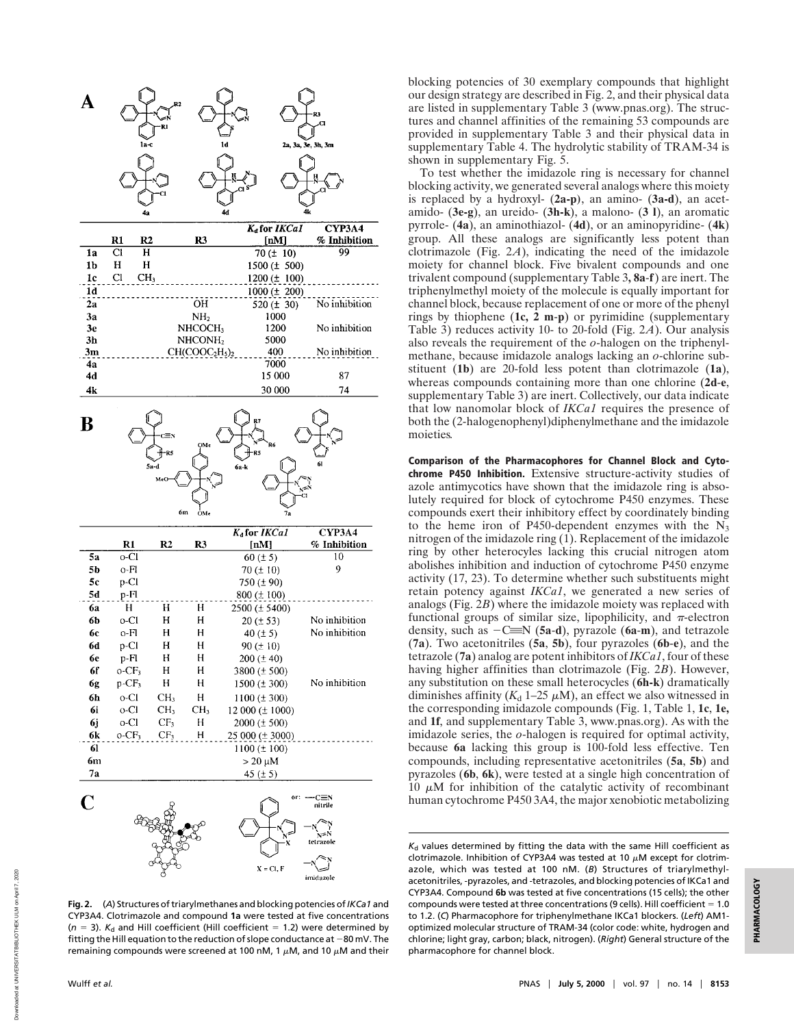**A**

|  | R1 | R2 | R3 | $K_d$ for *IKCa1* [nM] | CYP3A4 % Inhibition |
|---|---|---|---|---|---|
| 1a | Cl | H |  | 70 (± 10) | 99 |
| 1b | H | H |  | 1500 (± 500) |  |
| 1c | Cl | $CH_3$ |  | 1200 (± 100) |  |
| 1d |  |  |  | 1000 (± 200) |  |
| 2a |  |  | OH | 520 (± 30) | No inhibition |
| 3a |  |  | $NH_2$ | 1000 |  |
| 3e |  |  | $NHCOCH_3$ | 1200 | No inhibition |
| 3h |  |  | $NHCONH_2$ | 5000 |  |
| 3m |  |  | $CH(COOC_2H_5)_2$ | 400 | No inhibition |
| 4a |  |  |  | 7000 |  |
| 4d |  |  |  | 15 000 | 87 |
| 4k |  |  |  | 30 000 | 74 |

**B**

|  | R1 | R2 | R3 | $K_d$ for *IKCa1* [nM] | CYP3A4 % Inhibition |
|---|---|---|---|---|---|
| 5a | o-Cl |  |  | 60 (± 5) | 10 |
| 5b | o-Fl |  |  | 70 (± 10) | 9 |
| 5c | p-Cl |  |  | 750 (± 90) |  |
| 5d | p-Fl |  |  | 800 (± 100) |  |
| 6a | H | H | H | 2500 (± 5400) |  |
| 6b | o-Cl | H | H | 20 (± 53) | No inhibition |
| 6c | o-Fl | H | H | 40 (± 5) | No inhibition |
| 6d | p-Cl | H | H | 90 (± 10) |  |
| 6e | p-Fl | H | H | 200 (± 40) |  |
| 6f | o-$CF_3$ | H | H | 3800 (± 500) |  |
| 6g | p-$CF_3$ | H | H | 1500 (± 300) | No inhibition |
| 6h | o-Cl | $CH_3$ | H | 1100 (± 300) |  |
| 6i | o-Cl | $CH_3$ | $CH_3$ | 12 000 (± 1000) |  |
| 6j | o-Cl | $CF_3$ | H | 2000 (± 500) |  |
| 6k | o-$CF_3$ | $CF_3$ | H | 25 000 (± 3000) |  |
| 6l |  |  |  | 1100 (± 100) |  |
| 6m |  |  |  | > 20 μM |  |
| 7a |  |  |  | 45 (± 5) |  |

**C**

X = Cl, F; or: —C≡N nitrile; tetrazole; imidazole

**Fig. 2.** (*A*) Structures of triarylmethanes and blocking potencies of *IKCa1* and CYP3A4. Clotrimazole and compound **1a** were tested at five concentrations ($n$ = 3). $K_d$ and Hill coefficient (Hill coefficient = 1.2) were determined by fitting the Hill equation to the reduction of slope conductance at −80 mV. The remaining compounds were screened at 100 nM, 1 μM, and 10 μM and their $K_d$ values determined by fitting the data with the same Hill coefficient as clotrimazole. Inhibition of CYP3A4 was tested at 10 μM except for clotrimazole, which was tested at 100 nM. (*B*) Structures of triarylmethyl-acetonitriles, -pyrazoles, and -tetrazoles, and blocking potencies of IKCa1 and CYP3A4. Compound **6b** was tested at five concentrations (15 cells); the other compounds were tested at three concentrations (9 cells). Hill coefficient = 1.0 to 1.2. (*C*) Pharmacophore for triphenylmethane IKCa1 blockers. (*Left*) AM1-optimized molecular structure of TRAM-34 (color code: white, hydrogen and chlorine; light gray, carbon; black, nitrogen). (*Right*) General structure of the pharmacophore for channel block.

blocking potencies of 30 exemplary compounds that highlight our design strategy are described in Fig. 2, and their physical data are listed in supplementary Table 3 (www.pnas.org). The structures and channel affinities of the remaining 53 compounds are provided in supplementary Table 3 and their physical data in supplementary Table 4. The hydrolytic stability of TRAM-34 is shown in supplementary Fig. 5.

To test whether the imidazole ring is necessary for channel blocking activity, we generated several analogs where this moiety is replaced by a hydroxyl- (**2a-p**), an amino- (**3a-d**), an acetamido- (**3e-g**), an ureido- (**3h-k**), a malono- (**3 l**), an aromatic pyrrole- (**4a**), an aminothiazol- (**4d**), or an aminopyridine- (**4k**) group. All these analogs are significantly less potent than clotrimazole (Fig. 2*A*), indicating the need of the imidazole moiety for channel block. Five bivalent compounds and one trivalent compound (supplementary Table 3, **8a-f**) are inert. The triphenylmethyl moiety of the molecule is equally important for channel block, because replacement of one or more of the phenyl rings by thiophene (**1c, 2 m-p**) or pyrimidine (supplementary Table 3) reduces activity 10- to 20-fold (Fig. 2*A*). Our analysis also reveals the requirement of the *o*-halogen on the triphenylmethane, because imidazole analogs lacking an *o*-chlorine substituent (**1b**) are 20-fold less potent than clotrimazole (**1a**), whereas compounds containing more than one chlorine (**2d-e**, supplementary Table 3) are inert. Collectively, our data indicate that low nanomolar block of *IKCa1* requires the presence of both the (2-halogenophenyl)diphenylmethane and the imidazole moieties.

**Comparison of the Pharmacophores for Channel Block and Cytochrome P450 Inhibition.** Extensive structure-activity studies of azole antimycotics have shown that the imidazole ring is absolutely required for block of cytochrome P450 enzymes. These compounds exert their inhibitory effect by coordinately binding to the heme iron of P450-dependent enzymes with the $N_3$ nitrogen of the imidazole ring (1). Replacement of the imidazole ring by other heterocyles lacking this crucial nitrogen atom abolishes inhibition and induction of cytochrome P450 enzyme activity (17, 23). To determine whether such substituents might retain potency against *IKCa1*, we generated a new series of analogs (Fig. 2*B*) where the imidazole moiety was replaced with functional groups of similar size, lipophilicity, and π-electron density, such as −C≡N (**5a-d**), pyrazole (**6a-m**), and tetrazole (**7a**). Two acetonitriles (**5a**, **5b**), four pyrazoles (**6b-e**), and the tetrazole (**7a**) analog are potent inhibitors of *IKCa1*, four of these having higher affinities than clotrimazole (Fig. 2*B*). However, any substitution on these small heterocycles (**6h-k**) dramatically diminishes affinity ($K_d$ 1–25 μM), an effect we also witnessed in the corresponding imidazole compounds (Fig. 1, Table 1, **1c**, **1e,** and **1f**, and supplementary Table 3, www.pnas.org). As with the imidazole series, the *o*-halogen is required for optimal activity, because **6a** lacking this group is 100-fold less effective. Ten compounds, including representative acetonitriles (**5a**, **5b**) and pyrazoles (**6b**, **6k**), were tested at a single high concentration of 10 μM for inhibition of the catalytic activity of recombinant human cytochrome P450 3A4, the major xenobiotic metabolizing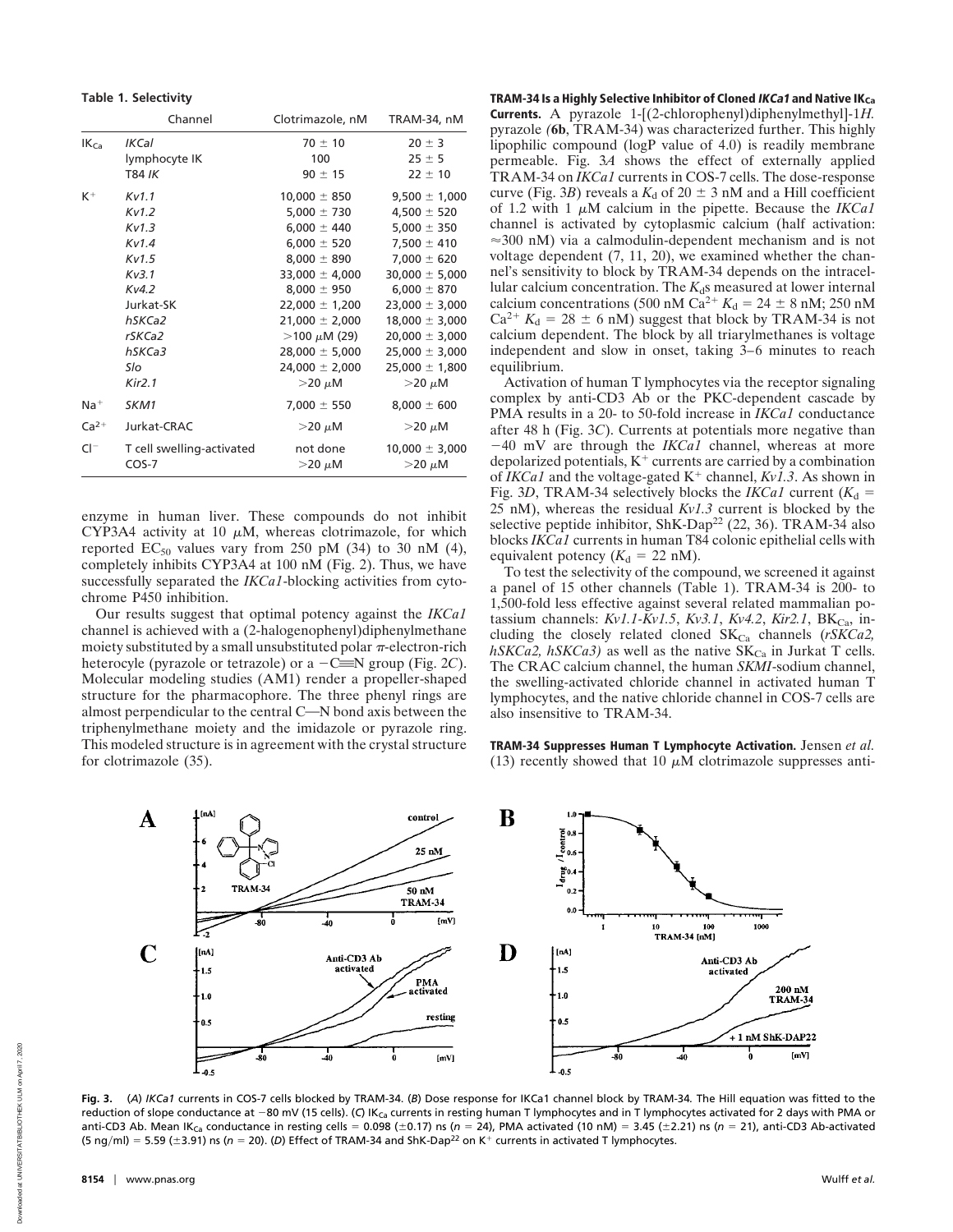**Table 1. Selectivity**

| | Channel | Clotrimazole, nM | TRAM-34, nM |
|---|---|---|---|
| $IK_{Ca}$ | *IKCaI* | 70 ± 10 | 20 ± 3 |
| | lymphocyte IK | 100 | 25 ± 5 |
| | T84 *IK* | 90 ± 15 | 22 ± 10 |
| $K^+$ | *Kv1.1* | 10,000 ± 850 | 9,500 ± 1,000 |
| | *Kv1.2* | 5,000 ± 730 | 4,500 ± 520 |
| | *Kv1.3* | 6,000 ± 440 | 5,000 ± 350 |
| | *Kv1.4* | 6,000 ± 520 | 7,500 ± 410 |
| | *Kv1.5* | 8,000 ± 890 | 7,000 ± 620 |
| | *Kv3.1* | 33,000 ± 4,000 | 30,000 ± 5,000 |
| | *Kv4.2* | 8,000 ± 950 | 6,000 ± 870 |
| | Jurkat-SK | 22,000 ± 1,200 | 23,000 ± 3,000 |
| | *hSKCa2* | 21,000 ± 2,000 | 18,000 ± 3,000 |
| | *rSKCa2* | >100 μM (29) | 20,000 ± 3,000 |
| | *hSKCa3* | 28,000 ± 5,000 | 25,000 ± 3,000 |
| | *Slo* | 24,000 ± 2,000 | 25,000 ± 1,800 |
| | *Kir2.1* | >20 μM | >20 μM |
| $Na^+$ | *SKM1* | 7,000 ± 550 | 8,000 ± 600 |
| $Ca^{2+}$ | Jurkat-CRAC | >20 μM | >20 μM |
| $Cl^-$ | T cell swelling-activated | not done | 10,000 ± 3,000 |
| | COS-7 | >20 μM | >20 μM |

enzyme in human liver. These compounds do not inhibit CYP3A4 activity at 10 μM, whereas clotrimazole, for which reported $EC_{50}$ values vary from 250 pM (34) to 30 nM (4), completely inhibits CYP3A4 at 100 nM (Fig. 2). Thus, we have successfully separated the *IKCa1*-blocking activities from cytochrome P450 inhibition.

Our results suggest that optimal potency against the *IKCa1* channel is achieved with a (2-halogenophenyl)diphenylmethane moiety substituted by a small unsubstituted polar π-electron-rich heterocyle (pyrazole or tetrazole) or a −C≡N group (Fig. 2*C*). Molecular modeling studies (AM1) render a propeller-shaped structure for the pharmacophore. The three phenyl rings are almost perpendicular to the central C—N bond axis between the triphenylmethane moiety and the imidazole or pyrazole ring. This modeled structure is in agreement with the crystal structure for clotrimazole (35).

**TRAM-34 Is a Highly Selective Inhibitor of Cloned *IKCa1* and Native $IK_{Ca}$ Currents.** A pyrazole 1-[(2-chlorophenyl)diphenylmethyl]-1*H*. pyrazole (**6b**, TRAM-34) was characterized further. This highly lipophilic compound (logP value of 4.0) is readily membrane permeable. Fig. 3*A* shows the effect of externally applied TRAM-34 on *IKCa1* currents in COS-7 cells. The dose-response curve (Fig. 3*B*) reveals a $K_d$ of 20 ± 3 nM and a Hill coefficient of 1.2 with 1 μM calcium in the pipette. Because the *IKCa1* channel is activated by cytoplasmic calcium (half activation: ≈300 nM) via a calmodulin-dependent mechanism and is not voltage dependent (7, 11, 20), we examined whether the channel's sensitivity to block by TRAM-34 depends on the intracellular calcium concentration. The $K_d$s measured at lower internal calcium concentrations (500 nM $Ca^{2+}$ $K_d$ = 24 ± 8 nM; 250 nM $Ca^{2+}$ $K_d$ = 28 ± 6 nM) suggest that block by TRAM-34 is not calcium dependent. The block by all triarylmethanes is voltage independent and slow in onset, taking 3–6 minutes to reach equilibrium.

Activation of human T lymphocytes via the receptor signaling complex by anti-CD3 Ab or the PKC-dependent cascade by PMA results in a 20- to 50-fold increase in *IKCa1* conductance after 48 h (Fig. 3*C*). Currents at potentials more negative than −40 mV are through the *IKCa1* channel, whereas at more depolarized potentials, $K^+$ currents are carried by a combination of *IKCa1* and the voltage-gated $K^+$ channel, *Kv1.3*. As shown in Fig. 3*D*, TRAM-34 selectively blocks the *IKCa1* current ($K_d$ = 25 nM), whereas the residual *Kv1.3* current is blocked by the selective peptide inhibitor, ShK-Dap[22] (22, 36). TRAM-34 also blocks *IKCa1* currents in human T84 colonic epithelial cells with equivalent potency ($K_d$ = 22 nM).

To test the selectivity of the compound, we screened it against a panel of 15 other channels (Table 1). TRAM-34 is 200- to 1,500-fold less effective against several related mammalian potassium channels: *Kv1.1-Kv1.5*, *Kv3.1*, *Kv4.2*, *Kir2.1*, $BK_{Ca}$, including the closely related cloned $SK_{Ca}$ channels (*rSKCa2, hSKCa2, hSKCa3)* as well as the native $SK_{Ca}$ in Jurkat T cells. The CRAC calcium channel, the human *SKMI*-sodium channel, the swelling-activated chloride channel in activated human T lymphocytes, and the native chloride channel in COS-7 cells are also insensitive to TRAM-34.

**TRAM-34 Suppresses Human T Lymphocyte Activation.** Jensen *et al.* (13) recently showed that 10 μM clotrimazole suppresses anti-

**Fig. 3.** (*A*) *IKCa1* currents in COS-7 cells blocked by TRAM-34. (*B*) Dose response for IKCa1 channel block by TRAM-34. The Hill equation was fitted to the reduction of slope conductance at −80 mV (15 cells). (*C*) $IK_{Ca}$ currents in resting human T lymphocytes and in T lymphocytes activated for 2 days with PMA or anti-CD3 Ab. Mean $IK_{Ca}$ conductance in resting cells = 0.098 (±0.17) ns (*n* = 24), PMA activated (10 nM) = 3.45 (±2.21) ns (*n* = 21), anti-CD3 Ab-activated (5 ng/ml) = 5.59 (±3.91) ns (*n* = 20). (*D*) Effect of TRAM-34 and ShK-Dap[22] on $K^+$ currents in activated T lymphocytes.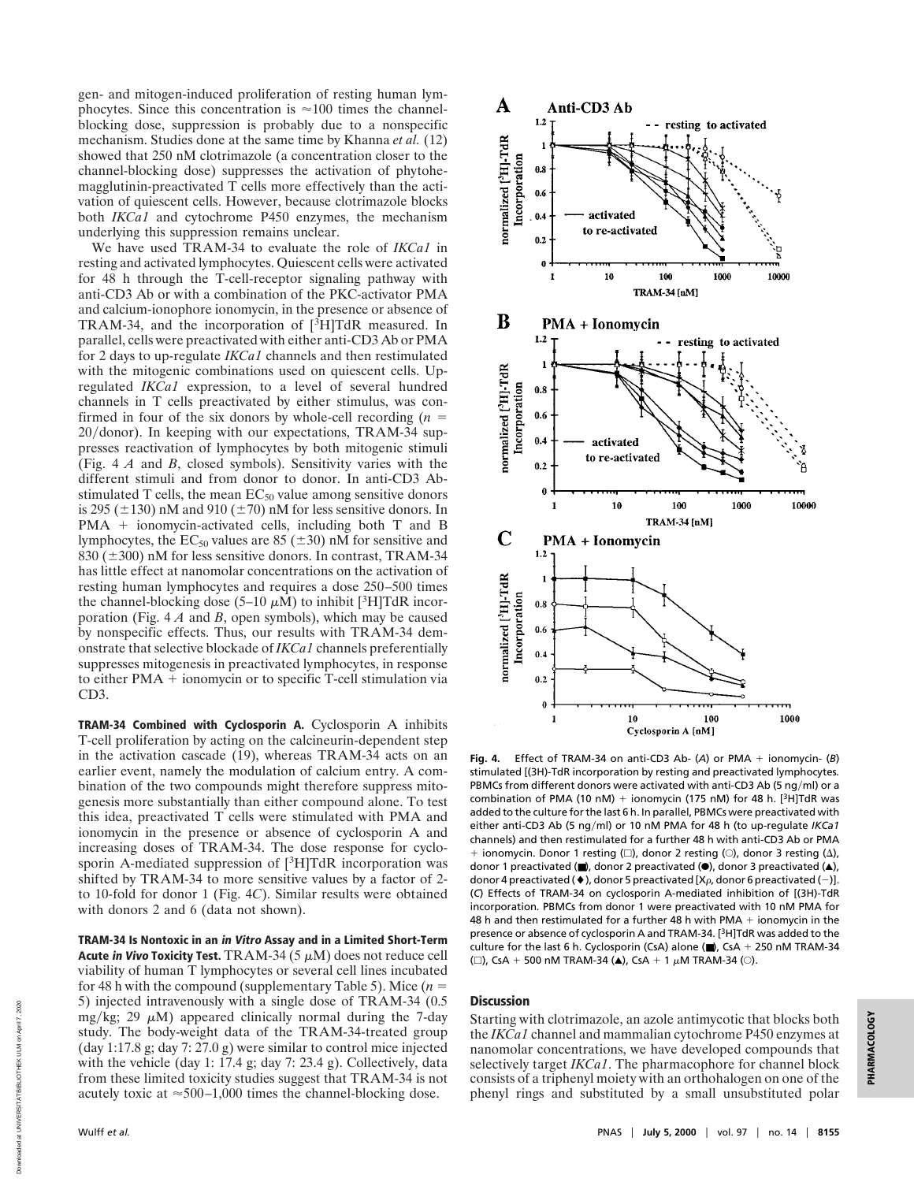gen- and mitogen-induced proliferation of resting human lymphocytes. Since this concentration is ≈100 times the channel-blocking dose, suppression is probably due to a nonspecific mechanism. Studies done at the same time by Khanna *et al.* (12) showed that 250 nM clotrimazole (a concentration closer to the channel-blocking dose) suppresses the activation of phytohemagglutinin-preactivated T cells more effectively than the activation of quiescent cells. However, because clotrimazole blocks both *IKCa1* and cytochrome P450 enzymes, the mechanism underlying this suppression remains unclear.

We have used TRAM-34 to evaluate the role of *IKCa1* in resting and activated lymphocytes. Quiescent cells were activated for 48 h through the T-cell-receptor signaling pathway with anti-CD3 Ab or with a combination of the PKC-activator PMA and calcium-ionophore ionomycin, in the presence or absence of TRAM-34, and the incorporation of [$^3$H]TdR measured. In parallel, cells were preactivated with either anti-CD3 Ab or PMA for 2 days to up-regulate *IKCa1* channels and then restimulated with the mitogenic combinations used on quiescent cells. Up-regulated *IKCa1* expression, to a level of several hundred channels in T cells preactivated by either stimulus, was confirmed in four of the six donors by whole-cell recording ($n$ = 20/donor). In keeping with our expectations, TRAM-34 suppresses reactivation of lymphocytes by both mitogenic stimuli (Fig. 4 *A* and *B*, closed symbols). Sensitivity varies with the different stimuli and from donor to donor. In anti-CD3 Ab-stimulated T cells, the mean $EC_{50}$ value among sensitive donors is 295 (±130) nM and 910 (±70) nM for less sensitive donors. In PMA + ionomycin-activated cells, including both T and B lymphocytes, the $EC_{50}$ values are 85 (±30) nM for sensitive and 830 (±300) nM for less sensitive donors. In contrast, TRAM-34 has little effect at nanomolar concentrations on the activation of resting human lymphocytes and requires a dose 250–500 times the channel-blocking dose (5–10 μM) to inhibit [$^3$H]TdR incorporation (Fig. 4 *A* and *B*, open symbols), which may be caused by nonspecific effects. Thus, our results with TRAM-34 demonstrate that selective blockade of *IKCa1* channels preferentially suppresses mitogenesis in preactivated lymphocytes, in response to either PMA + ionomycin or to specific T-cell stimulation via CD3.

**TRAM-34 Combined with Cyclosporin A.** Cyclosporin A inhibits T-cell proliferation by acting on the calcineurin-dependent step in the activation cascade (19), whereas TRAM-34 acts on an earlier event, namely the modulation of calcium entry. A combination of the two compounds might therefore suppress mitogenesis more substantially than either compound alone. To test this idea, preactivated T cells were stimulated with PMA and ionomycin in the presence or absence of cyclosporin A and increasing doses of TRAM-34. The dose response for cyclosporin A-mediated suppression of [$^3$H]TdR incorporation was shifted by TRAM-34 to more sensitive values by a factor of 2- to 10-fold for donor 1 (Fig. 4*C*). Similar results were obtained with donors 2 and 6 (data not shown).

**TRAM-34 Is Nontoxic in an *in Vitro* Assay and in a Limited Short-Term Acute *in Vivo* Toxicity Test.** TRAM-34 (5 μM) does not reduce cell viability of human T lymphocytes or several cell lines incubated for 48 h with the compound (supplementary Table 5). Mice ($n$ = 5) injected intravenously with a single dose of TRAM-34 (0.5 mg/kg; 29 μM) appeared clinically normal during the 7-day study. The body-weight data of the TRAM-34-treated group (day 1:17.8 g; day 7: 27.0 g) were similar to control mice injected with the vehicle (day 1: 17.4 g; day 7: 23.4 g). Collectively, data from these limited toxicity studies suggest that TRAM-34 is not acutely toxic at ≈500–1,000 times the channel-blocking dose.

**Fig. 4.** Effect of TRAM-34 on anti-CD3 Ab- (*A*) or PMA + ionomycin- (*B*) stimulated [(3H)-TdR incorporation by resting and preactivated lymphocytes. PBMCs from different donors were activated with anti-CD3 Ab (5 ng/ml) or a combination of PMA (10 nM) + ionomycin (175 nM) for 48 h. [$^3$H]TdR was added to the culture for the last 6 h. In parallel, PBMCs were preactivated with either anti-CD3 Ab (5 ng/ml) or 10 nM PMA for 48 h (to up-regulate *IKCa1* channels) and then restimulated for a further 48 h with anti-CD3 Ab or PMA + ionomycin. Donor 1 resting (□), donor 2 resting (○), donor 3 resting (Δ), donor 1 preactivated (■), donor 2 preactivated (●), donor 3 preactivated (▲), donor 4 preactivated (♦), donor 5 preactivated [Xρ, donor 6 preactivated (−)]. (*C*) Effects of TRAM-34 on cyclosporin A-mediated inhibition of [(3H)-TdR incorporation. PBMCs from donor 1 were preactivated with 10 nM PMA for 48 h and then restimulated for a further 48 h with PMA + ionomycin in the presence or absence of cyclosporin A and TRAM-34. [$^3$H]TdR was added to the culture for the last 6 h. Cyclosporin (CsA) alone (■), CsA + 250 nM TRAM-34 (□), CsA + 500 nM TRAM-34 (▲), CsA + 1 μM TRAM-34 (○).

## Discussion

Starting with clotrimazole, an azole antimycotic that blocks both the *IKCa1* channel and mammalian cytochrome P450 enzymes at nanomolar concentrations, we have developed compounds that selectively target *IKCa1*. The pharmacophore for channel block consists of a triphenyl moiety with an orthohalogen on one of the phenyl rings and substituted by a small unsubstituted polar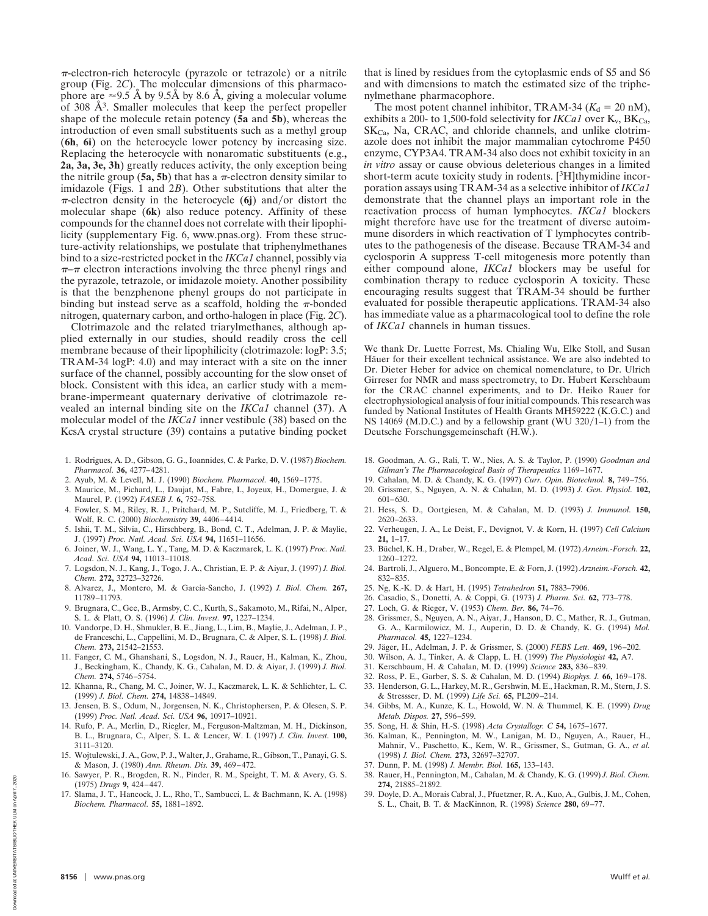π-electron-rich heterocycle (pyrazole or tetrazole) or a nitrile group (Fig. 2*C*). The molecular dimensions of this pharmacophore are ≈9.5 Å by 9.5Å by 8.6 Å, giving a molecular volume of 308 $Å^3$. Smaller molecules that keep the perfect propeller shape of the molecule retain potency (**5a** and **5b**), whereas the introduction of even small substituents such as a methyl group (**6h**, **6i**) on the heterocycle lower potency by increasing size. Replacing the heterocycle with nonaromatic substituents (e.g., **2a, 3a, 3e, 3h**) greatly reduces activity, the only exception being the nitrile group (**5a, 5b**) that has a π-electron density similar to imidazole (Figs. 1 and 2*B*). Other substitutions that alter the π-electron density in the heterocycle (**6j**) and/or distort the molecular shape (**6k**) also reduce potency. Affinity of these compounds for the channel does not correlate with their lipophilicity (supplementary Fig. 6, www.pnas.org). From these structure-activity relationships, we postulate that triphenylmethanes bind to a size-restricted pocket in the *IKCa1* channel, possibly via π–π electron interactions involving the three phenyl rings and the pyrazole, tetrazole, or imidazole moiety. Another possibility is that the benzphenone phenyl groups do not participate in binding but instead serve as a scaffold, holding the π-bonded nitrogen, quaternary carbon, and ortho-halogen in place (Fig. 2*C*).

Clotrimazole and the related triarylmethanes, although applied externally in our studies, should readily cross the cell membrane because of their lipophilicity (clotrimazole: logP: 3.5; TRAM-34 logP: 4.0) and may interact with a site on the inner surface of the channel, possibly accounting for the slow onset of block. Consistent with this idea, an earlier study with a membrane-impermeant quaternary derivative of clotrimazole revealed an internal binding site on the *IKCa1* channel (37). A molecular model of the *IKCa1* inner vestibule (38) based on the KcsA crystal structure (39) contains a putative binding pocket that is lined by residues from the cytoplasmic ends of S5 and S6 and with dimensions to match the estimated size of the triphenylmethane pharmacophore.

The most potent channel inhibitor, TRAM-34 ($K_d$ = 20 nM), exhibits a 200- to 1,500-fold selectivity for *IKCa1* over $K_v$, $BK_{Ca}$, $SK_{Ca}$, Na, CRAC, and chloride channels, and unlike clotrimazole does not inhibit the major mammalian cytochrome P450 enzyme, CYP3A4. TRAM-34 also does not exhibit toxicity in an *in vitro* assay or cause obvious deleterious changes in a limited short-term acute toxicity study in rodents. [$^3$H]thymidine incorporation assays using TRAM-34 as a selective inhibitor of *IKCa1* demonstrate that the channel plays an important role in the reactivation process of human lymphocytes. *IKCa1* blockers might therefore have use for the treatment of diverse autoimmune disorders in which reactivation of T lymphocytes contributes to the pathogenesis of the disease. Because TRAM-34 and cyclosporin A suppress T-cell mitogenesis more potently than either compound alone, *IKCa1* blockers may be useful for combination therapy to reduce cyclosporin A toxicity. These encouraging results suggest that TRAM-34 should be further evaluated for possible therapeutic applications. TRAM-34 also has immediate value as a pharmacological tool to define the role of *IKCa1* channels in human tissues.

We thank Dr. Luette Forrest, Ms. Chialing Wu, Elke Stoll, and Susan Häuer for their excellent technical assistance. We are also indebted to Dr. Dieter Heber for advice on chemical nomenclature, to Dr. Ulrich Girreser for NMR and mass spectrometry, to Dr. Hubert Kerschbaum for the CRAC channel experiments, and to Dr. Heiko Rauer for electrophysiological analysis of four initial compounds. This research was funded by National Institutes of Health Grants MH59222 (K.G.C.) and NS 14069 (M.D.C.) and by a fellowship grant (WU 320/1–1) from the Deutsche Forschungsgemeinschaft (H.W.).

1. Rodrigues, A. D., Gibson, G. G., Ioannides, C. & Parke, D. V. (1987) *Biochem. Pharmacol.* **36,** 4277–4281.
2. Ayub, M. & Levell, M. J. (1990) *Biochem. Pharmacol.* **40,** 1569–1775.
3. Maurice, M., Pichard, L., Daujat, M., Fabre, I., Joyeux, H., Domergue, J. & Maurel, P. (1992) *FASEB J.* **6,** 752–758.
4. Fowler, S. M., Riley, R. J., Pritchard, M. P., Sutcliffe, M. J., Friedberg, T. & Wolf, R. C. (2000) *Biochemistry* **39,** 4406–4414.
5. Ishii, T. M., Silvia, C., Hirschberg, B., Bond, C. T., Adelman, J. P. & Maylie, J. (1997) *Proc. Natl. Acad. Sci. USA* **94,** 11651–11656.
6. Joiner, W. J., Wang, L. Y., Tang, M. D. & Kaczmarek, L. K. (1997) *Proc. Natl. Acad. Sci. USA* **94,** 11013–11018.
7. Logsdon, N. J., Kang, J., Togo, J. A., Christian, E. P. & Aiyar, J. (1997) *J. Biol. Chem.* **272,** 32723–32726.
8. Alvarez, J., Montero, M. & Garcia-Sancho, J. (1992) *J. Biol. Chem.* **267,** 11789–11793.
9. Brugnara, C., Gee, B., Armsby, C. C., Kurth, S., Sakamoto, M., Rifai, N., Alper, S. L. & Platt, O. S. (1996) *J. Clin. Invest.* **97,** 1227–1234.
10. Vandorpe, D. H., Shmukler, B. E., Jiang, L., Lim, B., Maylie, J., Adelman, J. P., de Franceschi, L., Cappellini, M. D., Brugnara, C. & Alper, S. L. (1998) *J. Biol. Chem.* **273,** 21542–21553.
11. Fanger, C. M., Ghanshani, S., Logsdon, N. J., Rauer, H., Kalman, K., Zhou, J., Beckingham, K., Chandy, K. G., Cahalan, M. D. & Aiyar, J. (1999) *J. Biol. Chem.* **274,** 5746–5754.
12. Khanna, R., Chang, M. C., Joiner, W. J., Kaczmarek, L. K. & Schlichter, L. C. (1999) *J. Biol. Chem.* **274,** 14838–14849.
13. Jensen, B. S., Odum, N., Jorgensen, N. K., Christophersen, P. & Olesen, S. P. (1999) *Proc. Natl. Acad. Sci. USA* **96,** 10917–10921.
14. Rufo, P. A., Merlin, D., Riegler, M., Ferguson-Maltzman, M. H., Dickinson, B. L., Brugnara, C., Alper, S. L. & Lencer, W. I. (1997) *J. Clin. Invest.* **100,** 3111–3120.
15. Wojtulewski, J. A., Gow, P. J., Walter, J., Grahame, R., Gibson, T., Panayi, G. S. & Mason, J. (1980) *Ann. Rheum. Dis.* **39,** 469–472.
16. Sawyer, P. R., Brogden, R. N., Pinder, R. M., Speight, T. M. & Avery, G. S. (1975) *Drugs* **9,** 424–447.
17. Slama, J. T., Hancock, J. L., Rho, T., Sambucci, L. & Bachmann, K. A. (1998) *Biochem. Pharmacol.* **55,** 1881–1892.
18. Goodman, A. G., Rali, T. W., Nies, A. S. & Taylor, P. (1990) *Goodman and Gilman's The Pharmacological Basis of Therapeutics* 1169–1677.
19. Cahalan, M. D. & Chandy, K. G. (1997) *Curr. Opin. Biotechnol.* **8,** 749–756.
20. Grissmer, S., Nguyen, A. N. & Cahalan, M. D. (1993) *J. Gen. Physiol.* **102,** 601–630.
21. Hess, S. D., Oortgiesen, M. & Cahalan, M. D. (1993) *J. Immunol.* **150,** 2620–2633.
22. Verheugen, J. A., Le Deist, F., Devignot, V. & Korn, H. (1997) *Cell Calcium* **21,** 1–17.
23. Büchel, K. H., Draber, W., Regel, E. & Plempel, M. (1972) *Arneim.-Forsch.* **22,** 1260–1272.
24. Bartroli, J., Alguero, M., Boncompte, E. & Forn, J. (1992) *Arzneim.-Forsch.* **42,** 832–835.
25. Ng, K.-K. D. & Hart, H. (1995) *Tetrahedron* **51,** 7883–7906.
26. Casadio, S., Donetti, A. & Coppi, G. (1973) *J. Pharm. Sci.* **62,** 773–778.
27. Loch, G. & Rieger, V. (1953) *Chem. Ber.* **86,** 74–76.
28. Grissmer, S., Nguyen, A. N., Aiyar, J., Hanson, D. C., Mather, R. J., Gutman, G. A., Karmilowicz, M. J., Auperin, D. D. & Chandy, K. G. (1994) *Mol. Pharmacol.* **45,** 1227–1234.
29. Jäger, H., Adelman, J. P. & Grissmer, S. (2000) *FEBS Lett.* **469,** 196–202.
30. Wilson, A. J., Tinker, A. & Clapp, L. H. (1999) *The Physiologist* **42,** A7.
31. Kerschbaum, H. & Cahalan, M. D. (1999) *Science* **283,** 836–839.
32. Ross, P. E., Garber, S. S. & Cahalan, M. D. (1994) *Biophys. J.* **66,** 169–178.
33. Henderson, G. L., Harkey, M. R., Gershwin, M. E., Hackman, R. M., Stern, J. S. & Stressser, D. M. (1999) *Life Sci.* **65,** PL209–214.
34. Gibbs, M. A., Kunze, K. L., Howold, W. N. & Thummel, K. E. (1999) *Drug Metab. Dispos.* **27,** 596–599.
35. Song, H. & Shin, H.-S. (1998) *Acta Crystallogr. C* **54,** 1675–1677.
36. Kalman, K., Pennington, M. W., Lanigan, M. D., Nguyen, A., Rauer, H., Mahnir, V., Paschetto, K., Kem, W. R., Grissmer, S., Gutman, G. A., *et al.* (1998) *J. Biol. Chem.* **273,** 32697–32707.
37. Dunn, P. M. (1998) *J. Membr. Biol.* **165,** 133–143.
38. Rauer, H., Pennington, M., Cahalan, M. & Chandy, K. G. (1999) *J. Biol. Chem.* **274,** 21885–21892.
39. Doyle, D. A., Morais Cabral, J., Pfuetzner, R. A., Kuo, A., Gulbis, J. M., Cohen, S. L., Chait, B. T. & MacKinnon, R. (1998) *Science* **280,** 69–77.